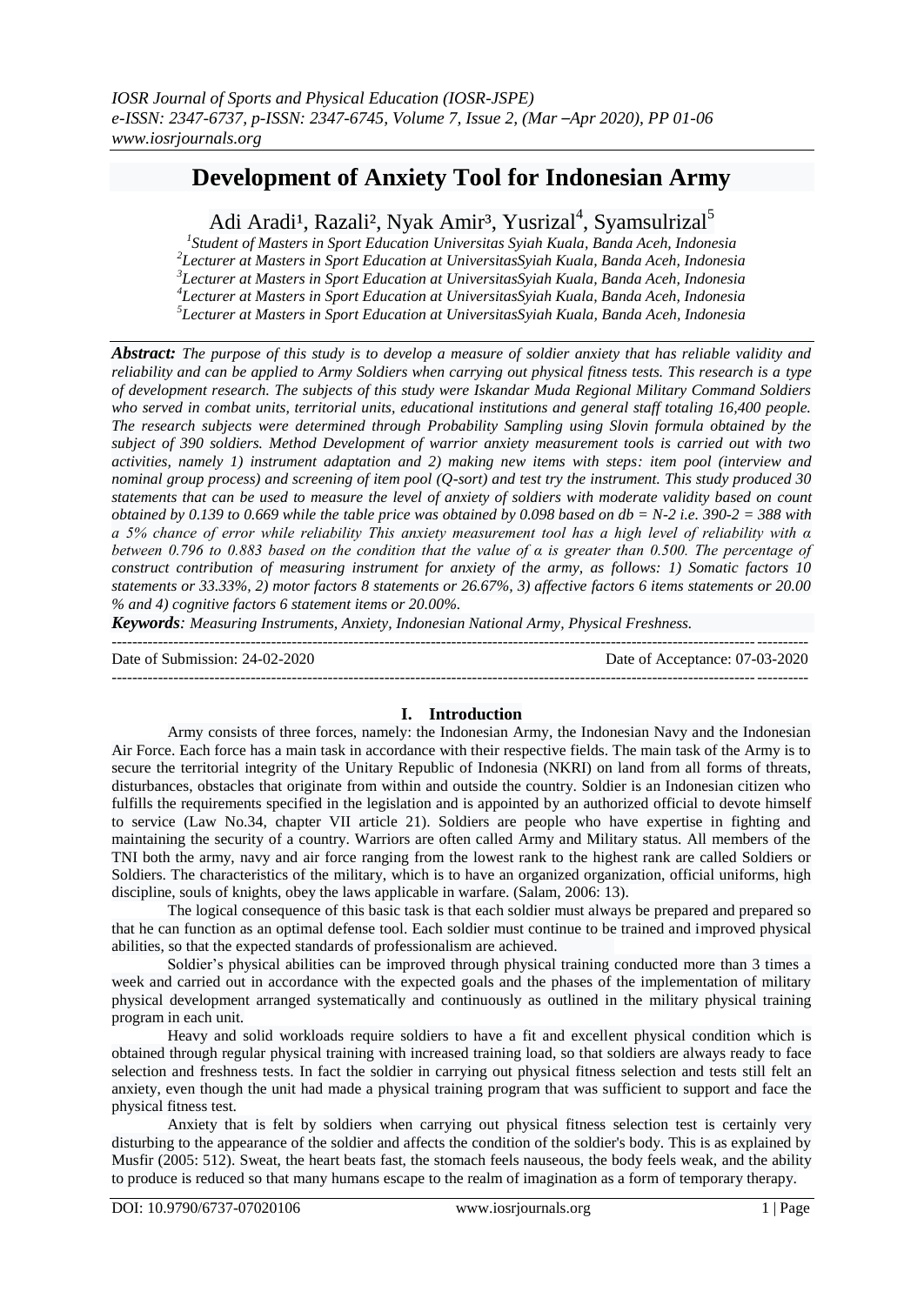# Development of Anxiety Tool for Indonesian Army

Adi Aradi[1], Razali[2], Nyak Amir[3], Yusrizal[4], Syamsulrizal[5]

[1]Student of Masters in Sport Education Universitas Syiah Kuala, Banda Aceh, Indonesia
[2]Lecturer at Masters in Sport Education at UniversitasSyiah Kuala, Banda Aceh, Indonesia
[3]Lecturer at Masters in Sport Education at UniversitasSyiah Kuala, Banda Aceh, Indonesia
[4]Lecturer at Masters in Sport Education at UniversitasSyiah Kuala, Banda Aceh, Indonesia
[5]Lecturer at Masters in Sport Education at UniversitasSyiah Kuala, Banda Aceh, Indonesia

***Abstract:*** *The purpose of this study is to develop a measure of soldier anxiety that has reliable validity and reliability and can be applied to Army Soldiers when carrying out physical fitness tests. This research is a type of development research. The subjects of this study were Iskandar Muda Regional Military Command Soldiers who served in combat units, territorial units, educational institutions and general staff totaling 16,400 people. The research subjects were determined through Probability Sampling using Slovin formula obtained by the subject of 390 soldiers. Method Development of warrior anxiety measurement tools is carried out with two activities, namely 1) instrument adaptation and 2) making new items with steps: item pool (interview and nominal group process) and screening of item pool (Q-sort) and test try the instrument. This study produced 30 statements that can be used to measure the level of anxiety of soldiers with moderate validity based on count obtained by 0.139 to 0.669 while the table price was obtained by 0.098 based on db = N-2 i.e. 390-2 = 388 with a 5% chance of error while reliability This anxiety measurement tool has a high level of reliability with α between 0.796 to 0.883 based on the condition that the value of α is greater than 0.500. The percentage of construct contribution of measuring instrument for anxiety of the army, as follows: 1) Somatic factors 10 statements or 33.33%, 2) motor factors 8 statements or 26.67%, 3) affective factors 6 items statements or 20.00 % and 4) cognitive factors 6 statement items or 20.00%.*

***Keywords****: Measuring Instruments, Anxiety, Indonesian National Army, Physical Freshness.*

Date of Submission: 24-02-2020 | Date of Acceptance: 07-03-2020

## I. Introduction

Army consists of three forces, namely: the Indonesian Army, the Indonesian Navy and the Indonesian Air Force. Each force has a main task in accordance with their respective fields. The main task of the Army is to secure the territorial integrity of the Unitary Republic of Indonesia (NKRI) on land from all forms of threats, disturbances, obstacles that originate from within and outside the country. Soldier is an Indonesian citizen who fulfills the requirements specified in the legislation and is appointed by an authorized official to devote himself to service (Law No.34, chapter VII article 21). Soldiers are people who have expertise in fighting and maintaining the security of a country. Warriors are often called Army and Military status. All members of the TNI both the army, navy and air force ranging from the lowest rank to the highest rank are called Soldiers or Soldiers. The characteristics of the military, which is to have an organized organization, official uniforms, high discipline, souls of knights, obey the laws applicable in warfare. (Salam, 2006: 13).

The logical consequence of this basic task is that each soldier must always be prepared and prepared so that he can function as an optimal defense tool. Each soldier must continue to be trained and improved physical abilities, so that the expected standards of professionalism are achieved.

Soldier's physical abilities can be improved through physical training conducted more than 3 times a week and carried out in accordance with the expected goals and the phases of the implementation of military physical development arranged systematically and continuously as outlined in the military physical training program in each unit.

Heavy and solid workloads require soldiers to have a fit and excellent physical condition which is obtained through regular physical training with increased training load, so that soldiers are always ready to face selection and freshness tests. In fact the soldier in carrying out physical fitness selection and tests still felt an anxiety, even though the unit had made a physical training program that was sufficient to support and face the physical fitness test.

Anxiety that is felt by soldiers when carrying out physical fitness selection test is certainly very disturbing to the appearance of the soldier and affects the condition of the soldier's body. This is as explained by Musfir (2005: 512). Sweat, the heart beats fast, the stomach feels nauseous, the body feels weak, and the ability to produce is reduced so that many humans escape to the realm of imagination as a form of temporary therapy.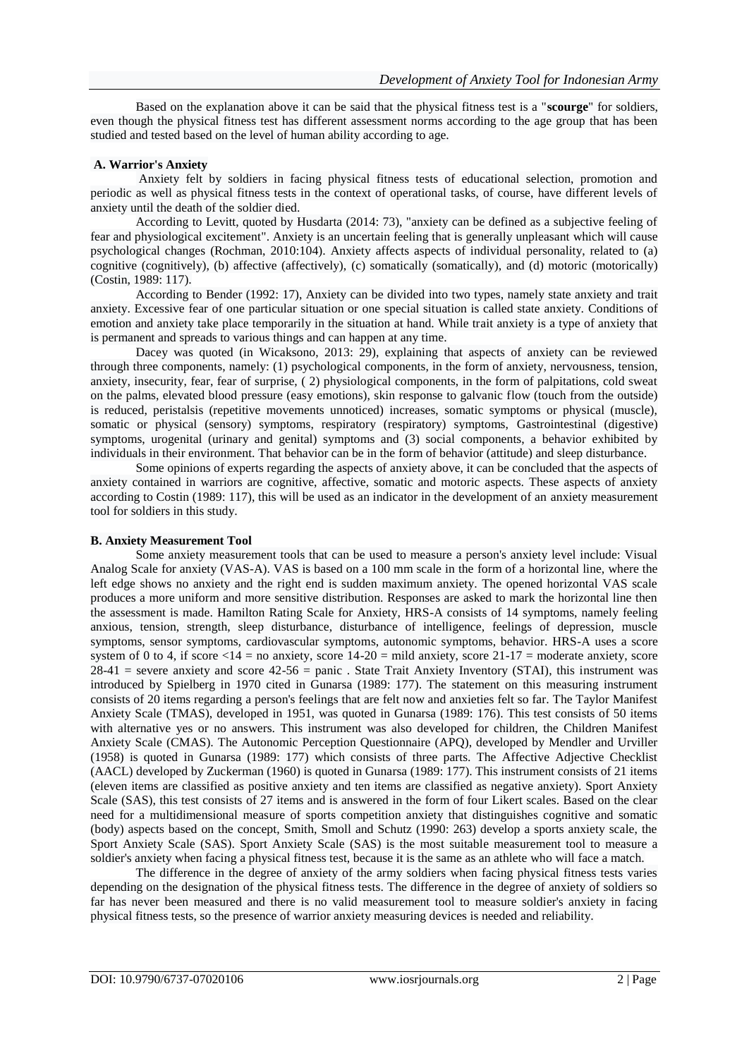Based on the explanation above it can be said that the physical fitness test is a "**scourge**" for soldiers, even though the physical fitness test has different assessment norms according to the age group that has been studied and tested based on the level of human ability according to age.

### A. Warrior's Anxiety

Anxiety felt by soldiers in facing physical fitness tests of educational selection, promotion and periodic as well as physical fitness tests in the context of operational tasks, of course, have different levels of anxiety until the death of the soldier died.

According to Levitt, quoted by Husdarta (2014: 73), "anxiety can be defined as a subjective feeling of fear and physiological excitement". Anxiety is an uncertain feeling that is generally unpleasant which will cause psychological changes (Rochman, 2010:104). Anxiety affects aspects of individual personality, related to (a) cognitive (cognitively), (b) affective (affectively), (c) somatically (somatically), and (d) motoric (motorically) (Costin, 1989: 117).

According to Bender (1992: 17), Anxiety can be divided into two types, namely state anxiety and trait anxiety. Excessive fear of one particular situation or one special situation is called state anxiety. Conditions of emotion and anxiety take place temporarily in the situation at hand. While trait anxiety is a type of anxiety that is permanent and spreads to various things and can happen at any time.

Dacey was quoted (in Wicaksono, 2013: 29), explaining that aspects of anxiety can be reviewed through three components, namely: (1) psychological components, in the form of anxiety, nervousness, tension, anxiety, insecurity, fear, fear of surprise, ( 2) physiological components, in the form of palpitations, cold sweat on the palms, elevated blood pressure (easy emotions), skin response to galvanic flow (touch from the outside) is reduced, peristalsis (repetitive movements unnoticed) increases, somatic symptoms or physical (muscle), somatic or physical (sensory) symptoms, respiratory (respiratory) symptoms, Gastrointestinal (digestive) symptoms, urogenital (urinary and genital) symptoms and (3) social components, a behavior exhibited by individuals in their environment. That behavior can be in the form of behavior (attitude) and sleep disturbance.

Some opinions of experts regarding the aspects of anxiety above, it can be concluded that the aspects of anxiety contained in warriors are cognitive, affective, somatic and motoric aspects. These aspects of anxiety according to Costin (1989: 117), this will be used as an indicator in the development of an anxiety measurement tool for soldiers in this study.

### B. Anxiety Measurement Tool

Some anxiety measurement tools that can be used to measure a person's anxiety level include: Visual Analog Scale for anxiety (VAS-A). VAS is based on a 100 mm scale in the form of a horizontal line, where the left edge shows no anxiety and the right end is sudden maximum anxiety. The opened horizontal VAS scale produces a more uniform and more sensitive distribution. Responses are asked to mark the horizontal line then the assessment is made. Hamilton Rating Scale for Anxiety, HRS-A consists of 14 symptoms, namely feeling anxious, tension, strength, sleep disturbance, disturbance of intelligence, feelings of depression, muscle symptoms, sensor symptoms, cardiovascular symptoms, autonomic symptoms, behavior. HRS-A uses a score system of 0 to 4, if score <14 = no anxiety, score 14-20 = mild anxiety, score 21-17 = moderate anxiety, score 28-41 = severe anxiety and score 42-56 = panic . State Trait Anxiety Inventory (STAI), this instrument was introduced by Spielberg in 1970 cited in Gunarsa (1989: 177). The statement on this measuring instrument consists of 20 items regarding a person's feelings that are felt now and anxieties felt so far. The Taylor Manifest Anxiety Scale (TMAS), developed in 1951, was quoted in Gunarsa (1989: 176). This test consists of 50 items with alternative yes or no answers. This instrument was also developed for children, the Children Manifest Anxiety Scale (CMAS). The Autonomic Perception Questionnaire (APQ), developed by Mendler and Urviller (1958) is quoted in Gunarsa (1989: 177) which consists of three parts. The Affective Adjective Checklist (AACL) developed by Zuckerman (1960) is quoted in Gunarsa (1989: 177). This instrument consists of 21 items (eleven items are classified as positive anxiety and ten items are classified as negative anxiety). Sport Anxiety Scale (SAS), this test consists of 27 items and is answered in the form of four Likert scales. Based on the clear need for a multidimensional measure of sports competition anxiety that distinguishes cognitive and somatic (body) aspects based on the concept, Smith, Smoll and Schutz (1990: 263) develop a sports anxiety scale, the Sport Anxiety Scale (SAS). Sport Anxiety Scale (SAS) is the most suitable measurement tool to measure a soldier's anxiety when facing a physical fitness test, because it is the same as an athlete who will face a match.

The difference in the degree of anxiety of the army soldiers when facing physical fitness tests varies depending on the designation of the physical fitness tests. The difference in the degree of anxiety of soldiers so far has never been measured and there is no valid measurement tool to measure soldier's anxiety in facing physical fitness tests, so the presence of warrior anxiety measuring devices is needed and reliability.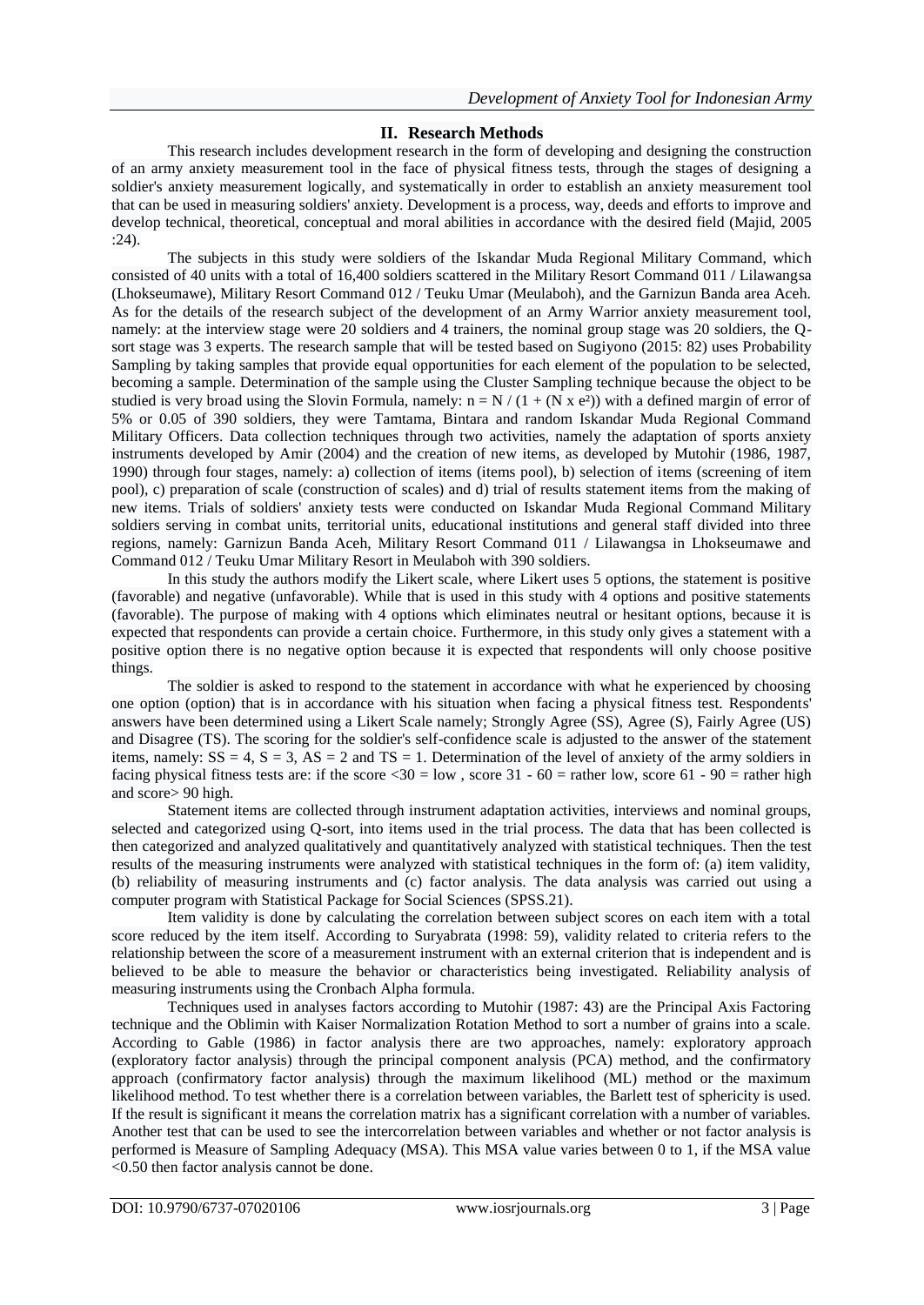## II. Research Methods

This research includes development research in the form of developing and designing the construction of an army anxiety measurement tool in the face of physical fitness tests, through the stages of designing a soldier's anxiety measurement logically, and systematically in order to establish an anxiety measurement tool that can be used in measuring soldiers' anxiety. Development is a process, way, deeds and efforts to improve and develop technical, theoretical, conceptual and moral abilities in accordance with the desired field (Majid, 2005 :24).

The subjects in this study were soldiers of the Iskandar Muda Regional Military Command, which consisted of 40 units with a total of 16,400 soldiers scattered in the Military Resort Command 011 / Lilawangsa (Lhokseumawe), Military Resort Command 012 / Teuku Umar (Meulaboh), and the Garnizun Banda area Aceh. As for the details of the research subject of the development of an Army Warrior anxiety measurement tool, namely: at the interview stage were 20 soldiers and 4 trainers, the nominal group stage was 20 soldiers, the Q-sort stage was 3 experts. The research sample that will be tested based on Sugiyono (2015: 82) uses Probability Sampling by taking samples that provide equal opportunities for each element of the population to be selected, becoming a sample. Determination of the sample using the Cluster Sampling technique because the object to be studied is very broad using the Slovin Formula, namely: $n = N / (1 + (N \times e^2))$ with a defined margin of error of 5% or 0.05 of 390 soldiers, they were Tamtama, Bintara and random Iskandar Muda Regional Command Military Officers. Data collection techniques through two activities, namely the adaptation of sports anxiety instruments developed by Amir (2004) and the creation of new items, as developed by Mutohir (1986, 1987, 1990) through four stages, namely: a) collection of items (items pool), b) selection of items (screening of item pool), c) preparation of scale (construction of scales) and d) trial of results statement items from the making of new items. Trials of soldiers' anxiety tests were conducted on Iskandar Muda Regional Command Military soldiers serving in combat units, territorial units, educational institutions and general staff divided into three regions, namely: Garnizun Banda Aceh, Military Resort Command 011 / Lilawangsa in Lhokseumawe and Command 012 / Teuku Umar Military Resort in Meulaboh with 390 soldiers.

In this study the authors modify the Likert scale, where Likert uses 5 options, the statement is positive (favorable) and negative (unfavorable). While that is used in this study with 4 options and positive statements (favorable). The purpose of making with 4 options which eliminates neutral or hesitant options, because it is expected that respondents can provide a certain choice. Furthermore, in this study only gives a statement with a positive option there is no negative option because it is expected that respondents will only choose positive things.

The soldier is asked to respond to the statement in accordance with what he experienced by choosing one option (option) that is in accordance with his situation when facing a physical fitness test. Respondents' answers have been determined using a Likert Scale namely; Strongly Agree (SS), Agree (S), Fairly Agree (US) and Disagree (TS). The scoring for the soldier's self-confidence scale is adjusted to the answer of the statement items, namely: SS = 4, S = 3, AS = 2 and TS = 1. Determination of the level of anxiety of the army soldiers in facing physical fitness tests are: if the score <30 = low , score 31 - 60 = rather low, score 61 - 90 = rather high and score> 90 high.

Statement items are collected through instrument adaptation activities, interviews and nominal groups, selected and categorized using Q-sort, into items used in the trial process. The data that has been collected is then categorized and analyzed qualitatively and quantitatively analyzed with statistical techniques. Then the test results of the measuring instruments were analyzed with statistical techniques in the form of: (a) item validity, (b) reliability of measuring instruments and (c) factor analysis. The data analysis was carried out using a computer program with Statistical Package for Social Sciences (SPSS.21).

Item validity is done by calculating the correlation between subject scores on each item with a total score reduced by the item itself. According to Suryabrata (1998: 59), validity related to criteria refers to the relationship between the score of a measurement instrument with an external criterion that is independent and is believed to be able to measure the behavior or characteristics being investigated. Reliability analysis of measuring instruments using the Cronbach Alpha formula.

Techniques used in analyses factors according to Mutohir (1987: 43) are the Principal Axis Factoring technique and the Oblimin with Kaiser Normalization Rotation Method to sort a number of grains into a scale. According to Gable (1986) in factor analysis there are two approaches, namely: exploratory approach (exploratory factor analysis) through the principal component analysis (PCA) method, and the confirmatory approach (confirmatory factor analysis) through the maximum likelihood (ML) method or the maximum likelihood method. To test whether there is a correlation between variables, the Barlett test of sphericity is used. If the result is significant it means the correlation matrix has a significant correlation with a number of variables. Another test that can be used to see the intercorrelation between variables and whether or not factor analysis is performed is Measure of Sampling Adequacy (MSA). This MSA value varies between 0 to 1, if the MSA value <0.50 then factor analysis cannot be done.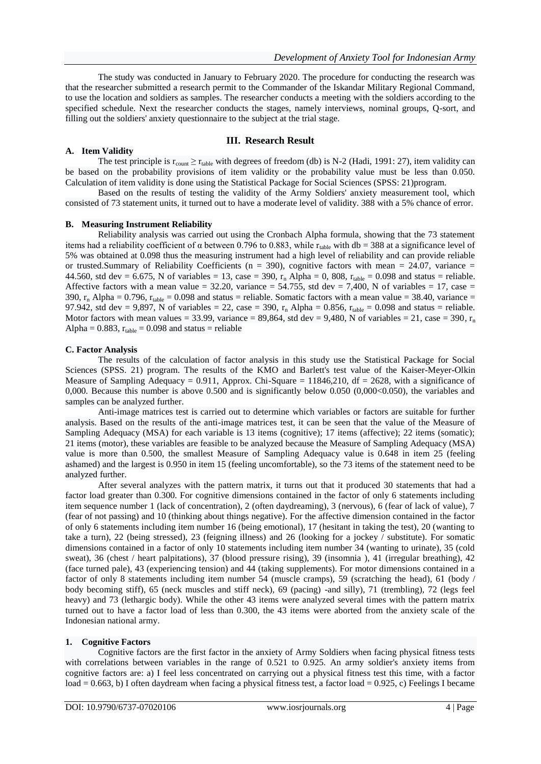The study was conducted in January to February 2020. The procedure for conducting the research was that the researcher submitted a research permit to the Commander of the Iskandar Military Regional Command, to use the location and soldiers as samples. The researcher conducts a meeting with the soldiers according to the specified schedule. Next the researcher conducts the stages, namely interviews, nominal groups, Q-sort, and filling out the soldiers' anxiety questionnaire to the subject at the trial stage.

## III. Research Result

### A. Item Validity

The test principle is $r_{count} \geq r_{table}$ with degrees of freedom (db) is N-2 (Hadi, 1991: 27), item validity can be based on the probability provisions of item validity or the probability value must be less than 0.050. Calculation of item validity is done using the Statistical Package for Social Sciences (SPSS: 21)program.

Based on the results of testing the validity of the Army Soldiers' anxiety measurement tool, which consisted of 73 statement units, it turned out to have a moderate level of validity. 388 with a 5% chance of error.

### B. Measuring Instrument Reliability

Reliability analysis was carried out using the Cronbach Alpha formula, showing that the 73 statement items had a reliability coefficient of α between 0.796 to 0.883, while $r_{table}$ with db = 388 at a significance level of 5% was obtained at 0.098 thus the measuring instrument had a high level of reliability and can provide reliable or trusted.Summary of Reliability Coefficients (n = 390), cognitive factors with mean = 24.07, variance = 44.560, std dev = 6.675, N of variables = 13, case = 390, $r_n$ Alpha = 0, 808, $r_{table}$ = 0.098 and status = reliable. Affective factors with a mean value = 32.20, variance = 54.755, std dev = 7,400, N of variables = 17, case = 390, $r_n$ Alpha = 0.796, $r_{table}$ = 0.098 and status = reliable. Somatic factors with a mean value = 38.40, variance = 97.942, std dev = 9,897, N of variables = 22, case = 390, $r_n$ Alpha = 0.856, $r_{table}$ = 0.098 and status = reliable. Motor factors with mean values = 33.99, variance = 89,864, std dev = 9,480, N of variables = 21, case = 390, $r_n$ Alpha = 0.883, $r_{table}$ = 0.098 and status = reliable

### C. Factor Analysis

The results of the calculation of factor analysis in this study use the Statistical Package for Social Sciences (SPSS. 21) program. The results of the KMO and Barlett's test value of the Kaiser-Meyer-Olkin Measure of Sampling Adequacy = 0.911, Approx. Chi-Square = 11846,210, df = 2628, with a significance of 0,000. Because this number is above 0.500 and is significantly below 0.050 (0,000<0.050), the variables and samples can be analyzed further.

Anti-image matrices test is carried out to determine which variables or factors are suitable for further analysis. Based on the results of the anti-image matrices test, it can be seen that the value of the Measure of Sampling Adequacy (MSA) for each variable is 13 items (cognitive); 17 items (affective); 22 items (somatic); 21 items (motor), these variables are feasible to be analyzed because the Measure of Sampling Adequacy (MSA) value is more than 0.500, the smallest Measure of Sampling Adequacy value is 0.648 in item 25 (feeling ashamed) and the largest is 0.950 in item 15 (feeling uncomfortable), so the 73 items of the statement need to be analyzed further.

After several analyzes with the pattern matrix, it turns out that it produced 30 statements that had a factor load greater than 0.300. For cognitive dimensions contained in the factor of only 6 statements including item sequence number 1 (lack of concentration), 2 (often daydreaming), 3 (nervous), 6 (fear of lack of value), 7 (fear of not passing) and 10 (thinking about things negative). For the affective dimension contained in the factor of only 6 statements including item number 16 (being emotional), 17 (hesitant in taking the test), 20 (wanting to take a turn), 22 (being stressed), 23 (feigning illness) and 26 (looking for a jockey / substitute). For somatic dimensions contained in a factor of only 10 statements including item number 34 (wanting to urinate), 35 (cold sweat), 36 (chest / heart palpitations), 37 (blood pressure rising), 39 (insomnia ), 41 (irregular breathing), 42 (face turned pale), 43 (experiencing tension) and 44 (taking supplements). For motor dimensions contained in a factor of only 8 statements including item number 54 (muscle cramps), 59 (scratching the head), 61 (body / body becoming stiff), 65 (neck muscles and stiff neck), 69 (pacing) -and silly), 71 (trembling), 72 (legs feel heavy) and 73 (lethargic body). While the other 43 items were analyzed several times with the pattern matrix turned out to have a factor load of less than 0.300, the 43 items were aborted from the anxiety scale of the Indonesian national army.

#### 1. Cognitive Factors

Cognitive factors are the first factor in the anxiety of Army Soldiers when facing physical fitness tests with correlations between variables in the range of 0.521 to 0.925. An army soldier's anxiety items from cognitive factors are: a) I feel less concentrated on carrying out a physical fitness test this time, with a factor load = 0.663, b) I often daydream when facing a physical fitness test, a factor load = 0.925, c) Feelings I became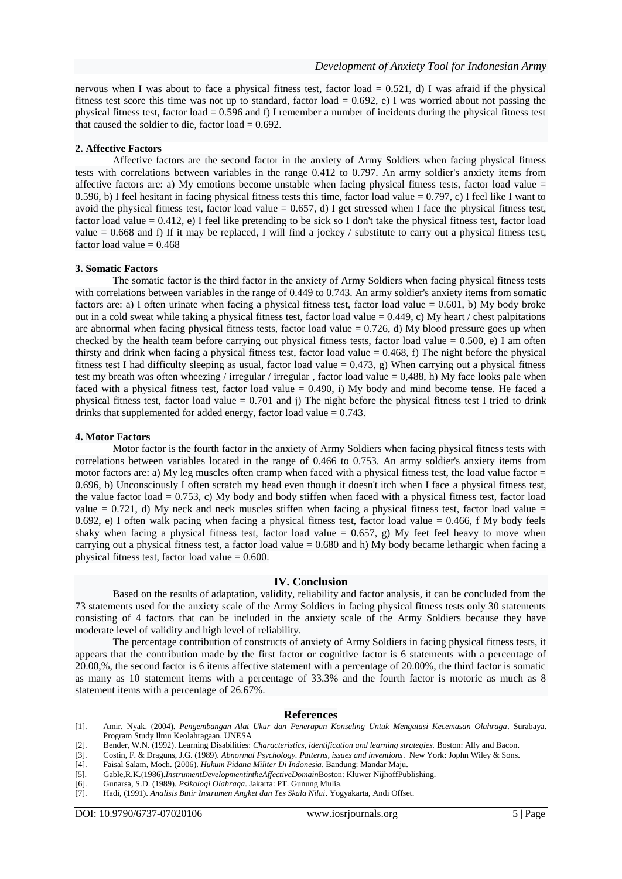nervous when I was about to face a physical fitness test, factor load = 0.521, d) I was afraid if the physical fitness test score this time was not up to standard, factor load = 0.692, e) I was worried about not passing the physical fitness test, factor load = 0.596 and f) I remember a number of incidents during the physical fitness test that caused the soldier to die, factor load = 0.692.

**2. Affective Factors**

Affective factors are the second factor in the anxiety of Army Soldiers when facing physical fitness tests with correlations between variables in the range 0.412 to 0.797. An army soldier's anxiety items from affective factors are: a) My emotions become unstable when facing physical fitness tests, factor load value = 0.596, b) I feel hesitant in facing physical fitness tests this time, factor load value = 0.797, c) I feel like I want to avoid the physical fitness test, factor load value = 0.657, d) I get stressed when I face the physical fitness test, factor load value = 0.412, e) I feel like pretending to be sick so I don't take the physical fitness test, factor load value = 0.668 and f) If it may be replaced, I will find a jockey / substitute to carry out a physical fitness test, factor load value = 0.468

**3. Somatic Factors**

The somatic factor is the third factor in the anxiety of Army Soldiers when facing physical fitness tests with correlations between variables in the range of 0.449 to 0.743. An army soldier's anxiety items from somatic factors are: a) I often urinate when facing a physical fitness test, factor load value = 0.601, b) My body broke out in a cold sweat while taking a physical fitness test, factor load value = 0.449, c) My heart / chest palpitations are abnormal when facing physical fitness tests, factor load value = 0.726, d) My blood pressure goes up when checked by the health team before carrying out physical fitness tests, factor load value = 0.500, e) I am often thirsty and drink when facing a physical fitness test, factor load value = 0.468, f) The night before the physical fitness test I had difficulty sleeping as usual, factor load value = 0.473, g) When carrying out a physical fitness test my breath was often wheezing / irregular / irregular , factor load value = 0,488, h) My face looks pale when faced with a physical fitness test, factor load value = 0.490, i) My body and mind become tense. He faced a physical fitness test, factor load value = 0.701 and j) The night before the physical fitness test I tried to drink drinks that supplemented for added energy, factor load value = 0.743.

**4. Motor Factors**

Motor factor is the fourth factor in the anxiety of Army Soldiers when facing physical fitness tests with correlations between variables located in the range of 0.466 to 0.753. An army soldier's anxiety items from motor factors are: a) My leg muscles often cramp when faced with a physical fitness test, the load value factor = 0.696, b) Unconsciously I often scratch my head even though it doesn't itch when I face a physical fitness test, the value factor load = 0.753, c) My body and body stiffen when faced with a physical fitness test, factor load value = 0.721, d) My neck and neck muscles stiffen when facing a physical fitness test, factor load value = 0.692, e) I often walk pacing when facing a physical fitness test, factor load value = 0.466, f My body feels shaky when facing a physical fitness test, factor load value = 0.657, g) My feet feel heavy to move when carrying out a physical fitness test, a factor load value = 0.680 and h) My body became lethargic when facing a physical fitness test, factor load value = 0.600.

## IV. Conclusion

Based on the results of adaptation, validity, reliability and factor analysis, it can be concluded from the 73 statements used for the anxiety scale of the Army Soldiers in facing physical fitness tests only 30 statements consisting of 4 factors that can be included in the anxiety scale of the Army Soldiers because they have moderate level of validity and high level of reliability.

The percentage contribution of constructs of anxiety of Army Soldiers in facing physical fitness tests, it appears that the contribution made by the first factor or cognitive factor is 6 statements with a percentage of 20.00,%, the second factor is 6 items affective statement with a percentage of 20.00%, the third factor is somatic as many as 10 statement items with a percentage of 33.3% and the fourth factor is motoric as much as 8 statement items with a percentage of 26.67%.

## References

[1]. Amir, Nyak. (2004). *Pengembangan Alat Ukur dan Penerapan Konseling Untuk Mengatasi Kecemasan Olahraga*. Surabaya. Program Study Ilmu Keolahragaan. UNESA

[2]. Bender, W.N. (1992). Learning Disabilities: *Characteristics, identification and learning strategies.* Boston: Ally and Bacon.

[3]. Costin, F. & Draguns, J.G. (1989). *Abnormal Psychology. Patterns, issues and inventions*. New York: Jophn Wiley & Sons.

[4]. Faisal Salam, Moch. (2006). *Hukum Pidana Militer Di Indonesia*. Bandung: Mandar Maju.

[5]. Gable,R.K.(1986).*InstrumentDevelopmentintheAffectiveDomain*Boston: Kluwer NijhoffPublishing.

[6]. Gunarsa, S.D. (1989). *Psikologi Olahraga*. Jakarta: PT. Gunung Mulia.

[7]. Hadi, (1991). *Analisis Butir Instrumen Angket dan Tes Skala Nilai*. Yogyakarta, Andi Offset.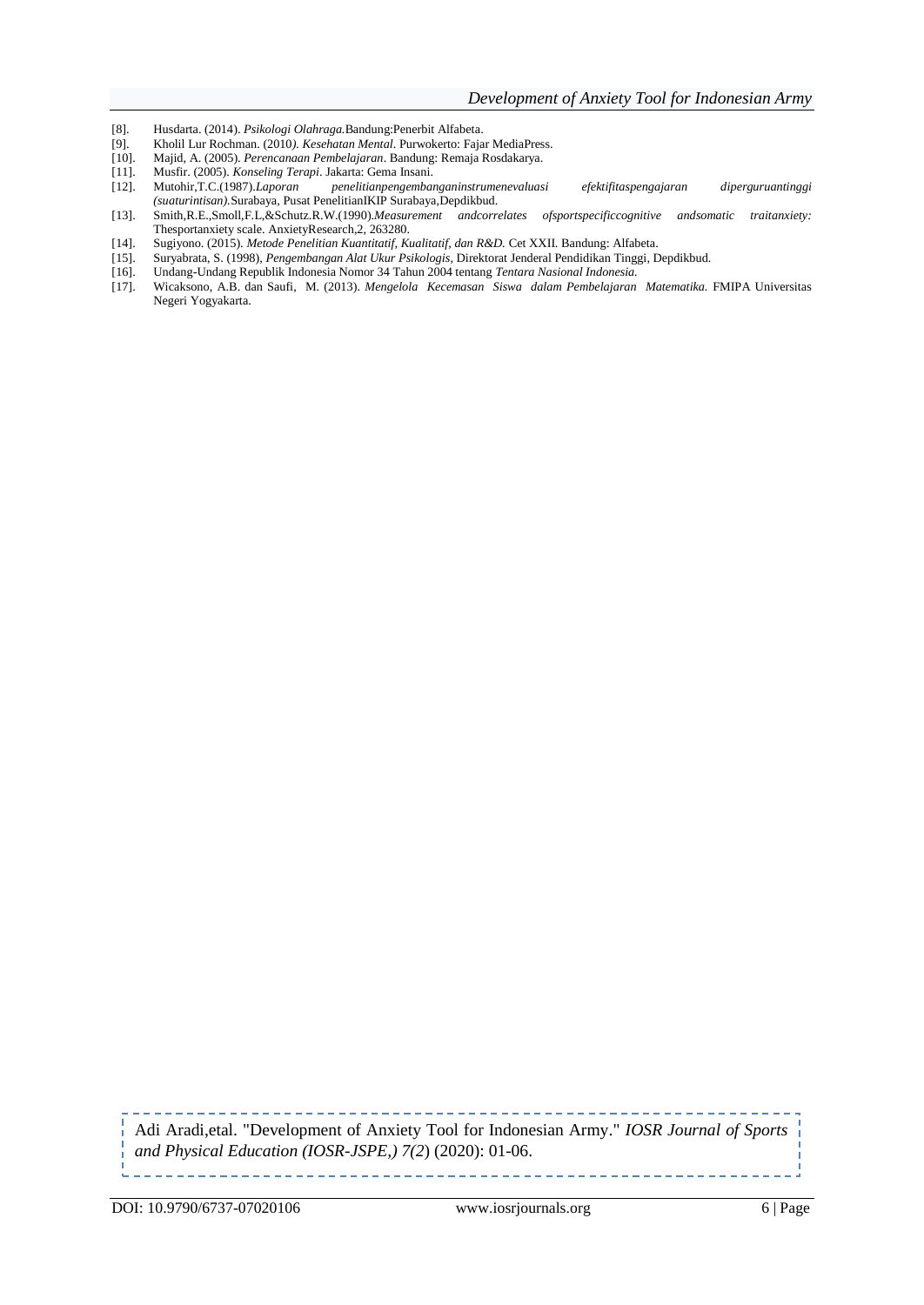[8]. Husdarta. (2014). *Psikologi Olahraga.*Bandung:Penerbit Alfabeta.

[9]. Kholil Lur Rochman. (2010*). Kesehatan Mental*. Purwokerto: Fajar MediaPress.

[10]. Majid, A. (2005). *Perencanaan Pembelajaran*. Bandung: Remaja Rosdakarya.

[11]. Musfir. (2005). *Konseling Terapi*. Jakarta: Gema Insani.

[12]. Mutohir,T.C.(1987).*Laporan penelitianpengembanganinstrumenevaluasi efektifitaspengajaran diperguruantinggi (suaturintisan).*Surabaya, Pusat PenelitianIKIP Surabaya,Depdikbud.

[13]. Smith,R.E.,Smoll,F.L,&Schutz.R.W.(1990).*Measurement andcorrelates ofsportspecificcognitive andsomatic traitanxiety:* Thesportanxiety scale. AnxietyResearch,2, 263280.

[14]. Sugiyono. (2015). *Metode Penelitian Kuantitatif, Kualitatif, dan R&D.* Cet XXII. Bandung: Alfabeta.

[15]. Suryabrata, S. (1998), *Pengembangan Alat Ukur Psikologis*, Direktorat Jenderal Pendidikan Tinggi, Depdikbud.

[16]. Undang-Undang Republik Indonesia Nomor 34 Tahun 2004 tentang *Tentara Nasional Indonesia.*

[17]. Wicaksono, A.B. dan Saufi, M. (2013). *Mengelola Kecemasan Siswa dalam Pembelajaran Matematika.* FMIPA Universitas Negeri Yogyakarta.

Adi Aradi,etal. "Development of Anxiety Tool for Indonesian Army." *IOSR Journal of Sports and Physical Education (IOSR-JSPE,) 7(2*) (2020): 01-06.